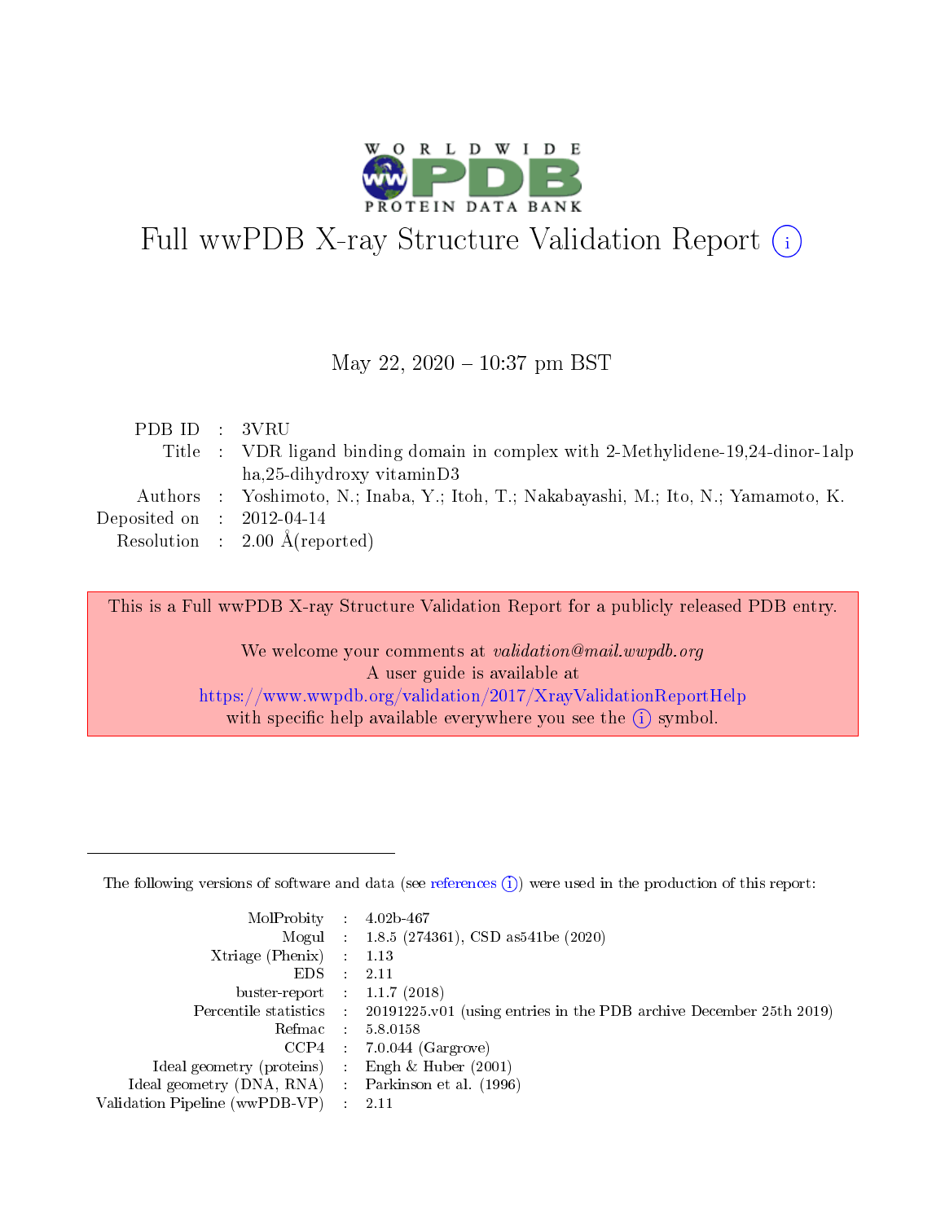# Full wwPDB X-ray Structure Validation Report ⓘ

May 22, 2020 – 10:37 pm BST

| | | |
|---|---|---|
| PDB ID | : | 3VRU |
| Title | : | VDR ligand binding domain in complex with 2-Methylidene-19,24-dinor-1alpha,25-dihydroxy vitaminD3 |
| Authors | : | Yoshimoto, N.; Inaba, Y.; Itoh, T.; Nakabayashi, M.; Ito, N.; Yamamoto, K. |
| Deposited on | : | 2012-04-14 |
| Resolution | : | 2.00 Å(reported) |

This is a Full wwPDB X-ray Structure Validation Report for a publicly released PDB entry.

We welcome your comments at *validation@mail.wwpdb.org*
A user guide is available at
https://www.wwpdb.org/validation/2017/XrayValidationReportHelp
with specific help available everywhere you see the ⓘ symbol.

---

The following versions of software and data (see references ⓘ) were used in the production of this report:

| | | |
|---|---|---|
| MolProbity | : | 4.02b-467 |
| Mogul | : | 1.8.5 (274361), CSD as541be (2020) |
| Xtriage (Phenix) | : | 1.13 |
| EDS | : | 2.11 |
| buster-report | : | 1.1.7 (2018) |
| Percentile statistics | : | 20191225.v01 (using entries in the PDB archive December 25th 2019) |
| Refmac | : | 5.8.0158 |
| CCP4 | : | 7.0.044 (Gargrove) |
| Ideal geometry (proteins) | : | Engh & Huber (2001) |
| Ideal geometry (DNA, RNA) | : | Parkinson et al. (1996) |
| Validation Pipeline (wwPDB-VP) | : | 2.11 |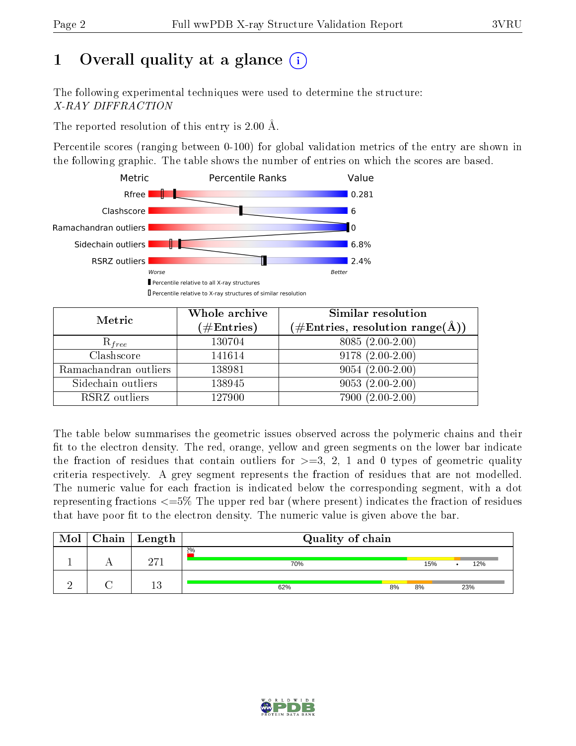# 1 Overall quality at a glance (i)

The following experimental techniques were used to determine the structure:
*X-RAY DIFFRACTION*

The reported resolution of this entry is 2.00 Å.

Percentile scores (ranging between 0-100) for global validation metrics of the entry are shown in the following graphic. The table shows the number of entries on which the scores are based.

| Metric | Percentile Ranks | Value |
|---|---|---|
| Rfree | | 0.281 |
| Clashscore | | 6 |
| Ramachandran outliers | | 0 |
| Sidechain outliers | | 6.8% |
| RSRZ outliers | | 2.4% |

Worse — Better

▮ Percentile relative to all X-ray structures
▯ Percentile relative to X-ray structures of similar resolution

| Metric | Whole archive (#Entries) | Similar resolution (#Entries, resolution range(Å)) |
|---|---|---|
| $R_{free}$ | 130704 | 8085 (2.00-2.00) |
| Clashscore | 141614 | 9178 (2.00-2.00) |
| Ramachandran outliers | 138981 | 9054 (2.00-2.00) |
| Sidechain outliers | 138945 | 9053 (2.00-2.00) |
| RSRZ outliers | 127900 | 7900 (2.00-2.00) |

The table below summarises the geometric issues observed across the polymeric chains and their fit to the electron density. The red, orange, yellow and green segments on the lower bar indicate the fraction of residues that contain outliers for >=3, 2, 1 and 0 types of geometric quality criteria respectively. A grey segment represents the fraction of residues that are not modelled. The numeric value for each fraction is indicated below the corresponding segment, with a dot representing fractions <=5% The upper red bar (where present) indicates the fraction of residues that have poor fit to the electron density. The numeric value is given above the bar.

| Mol | Chain | Length | Quality of chain |
|---|---|---|---|
| 1 | A | 271 | 2%; 70%, 15%, •, 12% |
| 2 | C | 13 | 62%, 8%, 8%, 23% |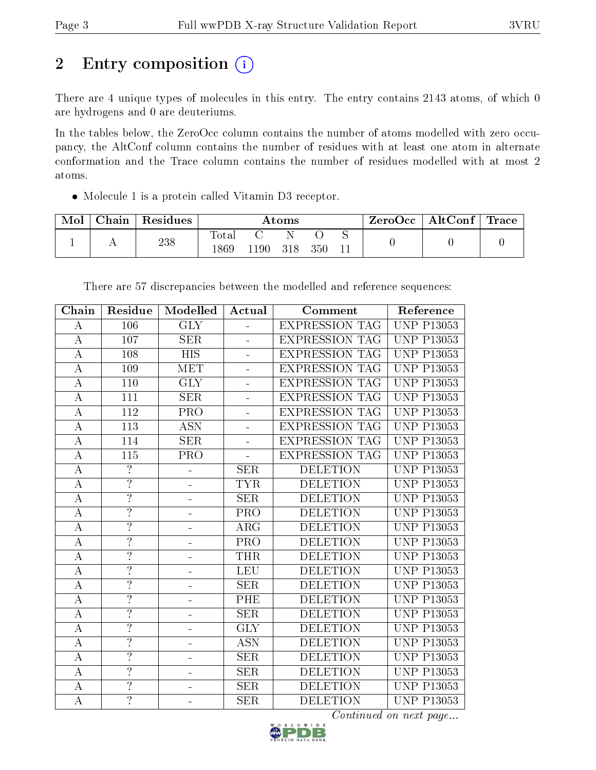# 2 Entry composition (i)

There are 4 unique types of molecules in this entry. The entry contains 2143 atoms, of which 0 are hydrogens and 0 are deuteriums.

In the tables below, the ZeroOcc column contains the number of atoms modelled with zero occupancy, the AltConf column contains the number of residues with at least one atom in alternate conformation and the Trace column contains the number of residues modelled with at most 2 atoms.

- Molecule 1 is a protein called Vitamin D3 receptor.

| Mol | Chain | Residues | Atoms | | | | | ZeroOcc | AltConf | Trace |
|---|---|---|---|---|---|---|---|---|---|---|
| 1 | A | 238 | Total<br>1869 | C<br>1190 | N<br>318 | O<br>350 | S<br>11 | 0 | 0 | 0 |

There are 57 discrepancies between the modelled and reference sequences:

| Chain | Residue | Modelled | Actual | Comment | Reference |
|---|---|---|---|---|---|
| A | 106 | GLY | - | EXPRESSION TAG | UNP P13053 |
| A | 107 | SER | - | EXPRESSION TAG | UNP P13053 |
| A | 108 | HIS | - | EXPRESSION TAG | UNP P13053 |
| A | 109 | MET | - | EXPRESSION TAG | UNP P13053 |
| A | 110 | GLY | - | EXPRESSION TAG | UNP P13053 |
| A | 111 | SER | - | EXPRESSION TAG | UNP P13053 |
| A | 112 | PRO | - | EXPRESSION TAG | UNP P13053 |
| A | 113 | ASN | - | EXPRESSION TAG | UNP P13053 |
| A | 114 | SER | - | EXPRESSION TAG | UNP P13053 |
| A | 115 | PRO | - | EXPRESSION TAG | UNP P13053 |
| A | ? | - | SER | DELETION | UNP P13053 |
| A | ? | - | TYR | DELETION | UNP P13053 |
| A | ? | - | SER | DELETION | UNP P13053 |
| A | ? | - | PRO | DELETION | UNP P13053 |
| A | ? | - | ARG | DELETION | UNP P13053 |
| A | ? | - | PRO | DELETION | UNP P13053 |
| A | ? | - | THR | DELETION | UNP P13053 |
| A | ? | - | LEU | DELETION | UNP P13053 |
| A | ? | - | SER | DELETION | UNP P13053 |
| A | ? | - | PHE | DELETION | UNP P13053 |
| A | ? | - | SER | DELETION | UNP P13053 |
| A | ? | - | GLY | DELETION | UNP P13053 |
| A | ? | - | ASN | DELETION | UNP P13053 |
| A | ? | - | SER | DELETION | UNP P13053 |
| A | ? | - | SER | DELETION | UNP P13053 |
| A | ? | - | SER | DELETION | UNP P13053 |
| A | ? | - | SER | DELETION | UNP P13053 |

*Continued on next page...*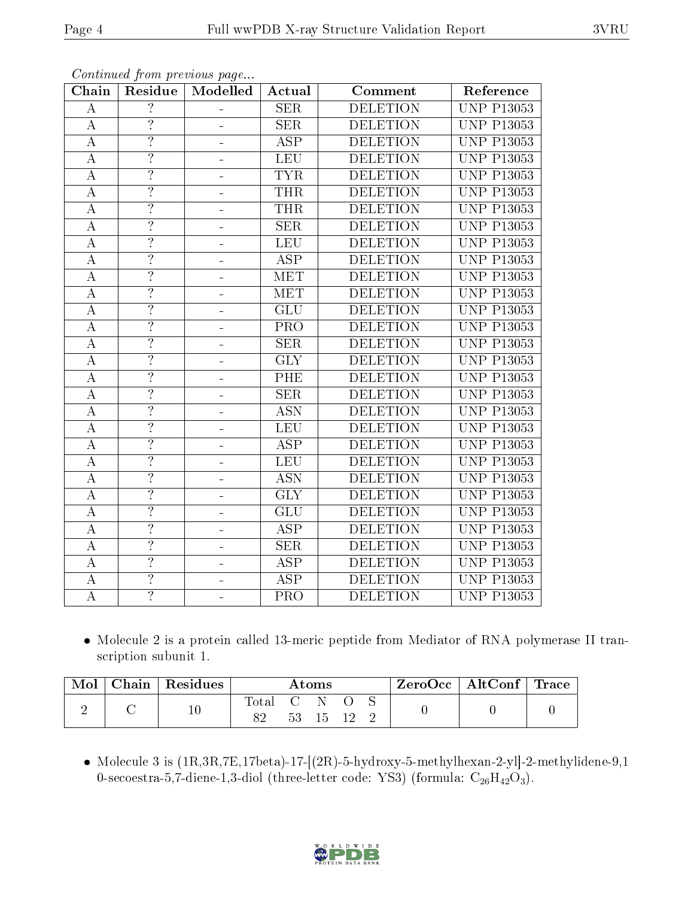*Continued from previous page...*

| Chain | Residue | Modelled | Actual | Comment | Reference |
|---|---|---|---|---|---|
| A | ? | - | SER | DELETION | UNP P13053 |
| A | ? | - | SER | DELETION | UNP P13053 |
| A | ? | - | ASP | DELETION | UNP P13053 |
| A | ? | - | LEU | DELETION | UNP P13053 |
| A | ? | - | TYR | DELETION | UNP P13053 |
| A | ? | - | THR | DELETION | UNP P13053 |
| A | ? | - | THR | DELETION | UNP P13053 |
| A | ? | - | SER | DELETION | UNP P13053 |
| A | ? | - | LEU | DELETION | UNP P13053 |
| A | ? | - | ASP | DELETION | UNP P13053 |
| A | ? | - | MET | DELETION | UNP P13053 |
| A | ? | - | MET | DELETION | UNP P13053 |
| A | ? | - | GLU | DELETION | UNP P13053 |
| A | ? | - | PRO | DELETION | UNP P13053 |
| A | ? | - | SER | DELETION | UNP P13053 |
| A | ? | - | GLY | DELETION | UNP P13053 |
| A | ? | - | PHE | DELETION | UNP P13053 |
| A | ? | - | SER | DELETION | UNP P13053 |
| A | ? | - | ASN | DELETION | UNP P13053 |
| A | ? | - | LEU | DELETION | UNP P13053 |
| A | ? | - | ASP | DELETION | UNP P13053 |
| A | ? | - | LEU | DELETION | UNP P13053 |
| A | ? | - | ASN | DELETION | UNP P13053 |
| A | ? | - | GLY | DELETION | UNP P13053 |
| A | ? | - | GLU | DELETION | UNP P13053 |
| A | ? | - | ASP | DELETION | UNP P13053 |
| A | ? | - | SER | DELETION | UNP P13053 |
| A | ? | - | ASP | DELETION | UNP P13053 |
| A | ? | - | ASP | DELETION | UNP P13053 |
| A | ? | - | PRO | DELETION | UNP P13053 |

- Molecule 2 is a protein called 13-meric peptide from Mediator of RNA polymerase II transcription subunit 1.

| Mol | Chain | Residues | Atoms | | | | | ZeroOcc | AltConf | Trace |
|---|---|---|---|---|---|---|---|---|---|---|
| | | | Total | C | N | O | S | | | |
| 2 | C | 10 | 82 | 53 | 15 | 12 | 2 | 0 | 0 | 0 |

- Molecule 3 is (1R,3R,7E,17beta)-17-[(2R)-5-hydroxy-5-methylhexan-2-yl]-2-methylidene-9,10-secoestra-5,7-diene-1,3-diol (three-letter code: YS3) (formula: $C_{26}H_{42}O_3$).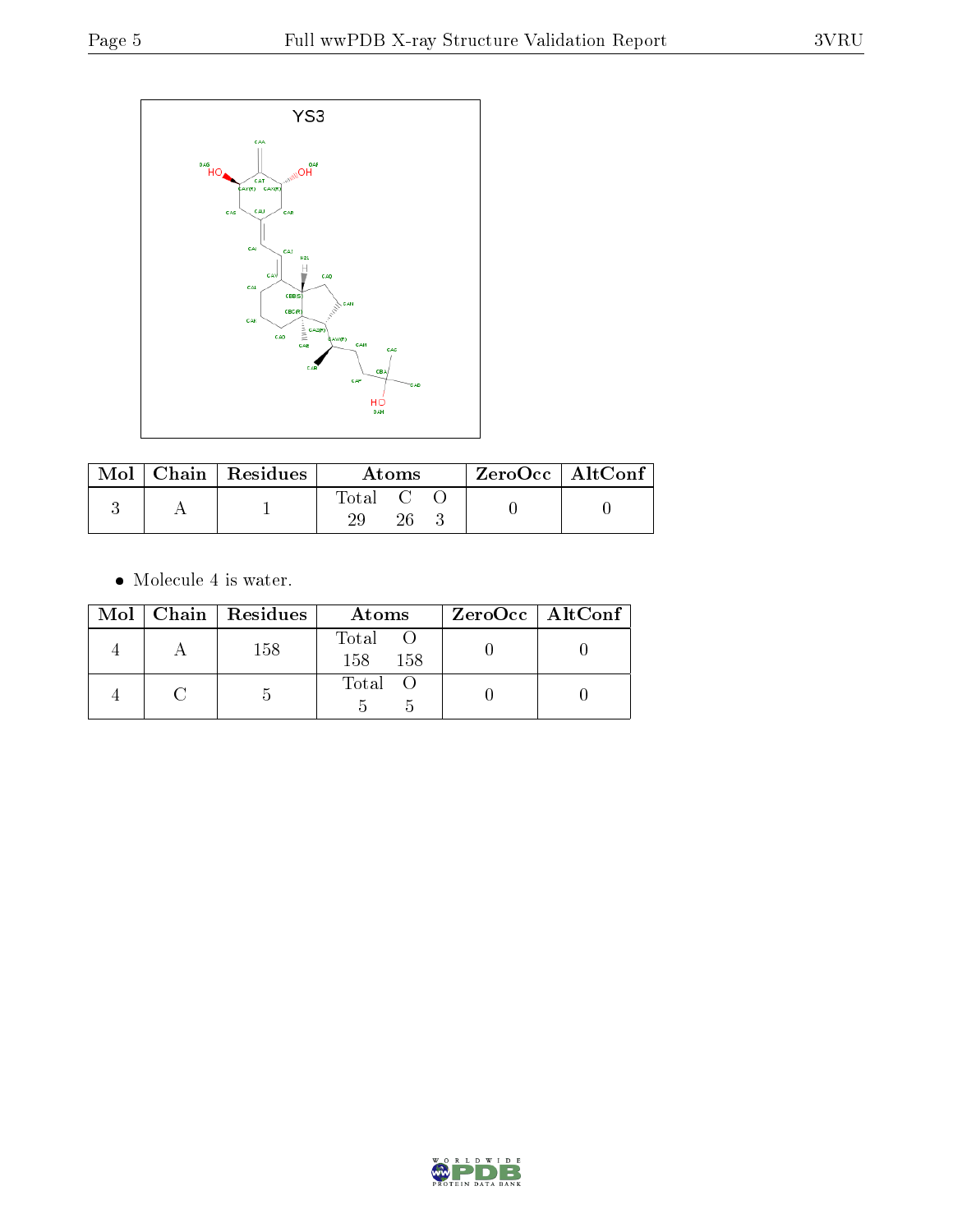YS3

| Mol | Chain | Residues | Atoms | | | ZeroOcc | AltConf |
|---|---|---|---|---|---|---|---|
| | | | Total | C | O | | |
| 3 | A | 1 | 29 | 26 | 3 | 0 | 0 |

- Molecule 4 is water.

| Mol | Chain | Residues | Atoms | | ZeroOcc | AltConf |
|---|---|---|---|---|---|---|
| | | | Total | O | | |
| 4 | A | 158 | 158 | 158 | 0 | 0 |
| 4 | C | 5 | 5 | 5 | 0 | 0 |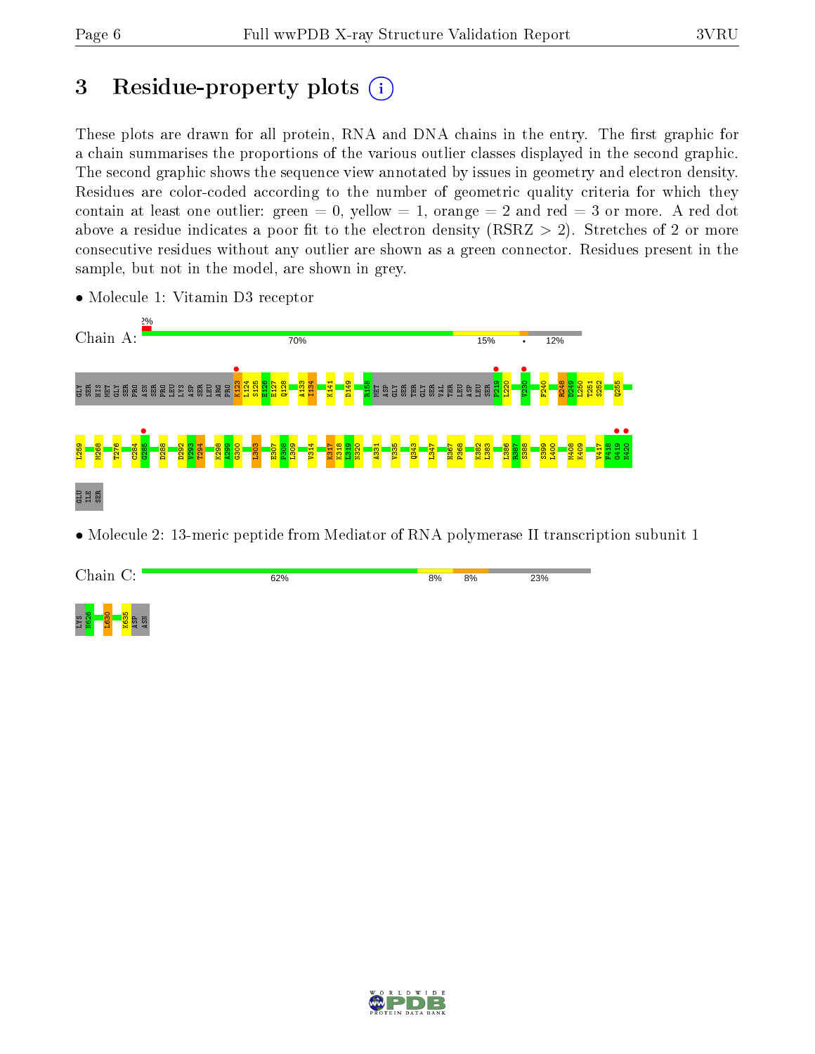# 3 Residue-property plots

These plots are drawn for all protein, RNA and DNA chains in the entry. The first graphic for a chain summarises the proportions of the various outlier classes displayed in the second graphic. The second graphic shows the sequence view annotated by issues in geometry and electron density. Residues are color-coded according to the number of geometric quality criteria for which they contain at least one outlier: green = 0, yellow = 1, orange = 2 and red = 3 or more. A red dot above a residue indicates a poor fit to the electron density (RSRZ > 2). Stretches of 2 or more consecutive residues without any outlier are shown as a green connector. Residues present in the sample, but not in the model, are shown in grey.

- Molecule 1: Vitamin D3 receptor

Chain A: 2% | 70% | 15% | • | 12%

GLY SER HIS MET GLY SER PRO ASN SER PRO LEU LYS ASP SER LEU ARG PRO K123 L124 S125 E126 E127 Q128 A133 I134 K141 D149 R158 MET ASP GLY SER THR GLY SER VAL THR LEU ASP LEU SER P219 L220 V230 F240 R248 D249 L250 T251 S252 Q255

L259 M268 T276 C284 G285 D288 D292 V293 T294 K298 A299 G300 L303 E307 F308 L309 V314 K317 K318 L319 N320 A331 V335 Q343 L347 H367 P368 K382 L383 L386 R387 S388 S399 L400 M408 K409 V417 F418 G419 N420

GLU ILE SER

- Molecule 2: 13-meric peptide from Mediator of RNA polymerase II transcription subunit 1

Chain C: 62% | 8% | 8% | 23%

LYS N626 L630 K635 ASP ASN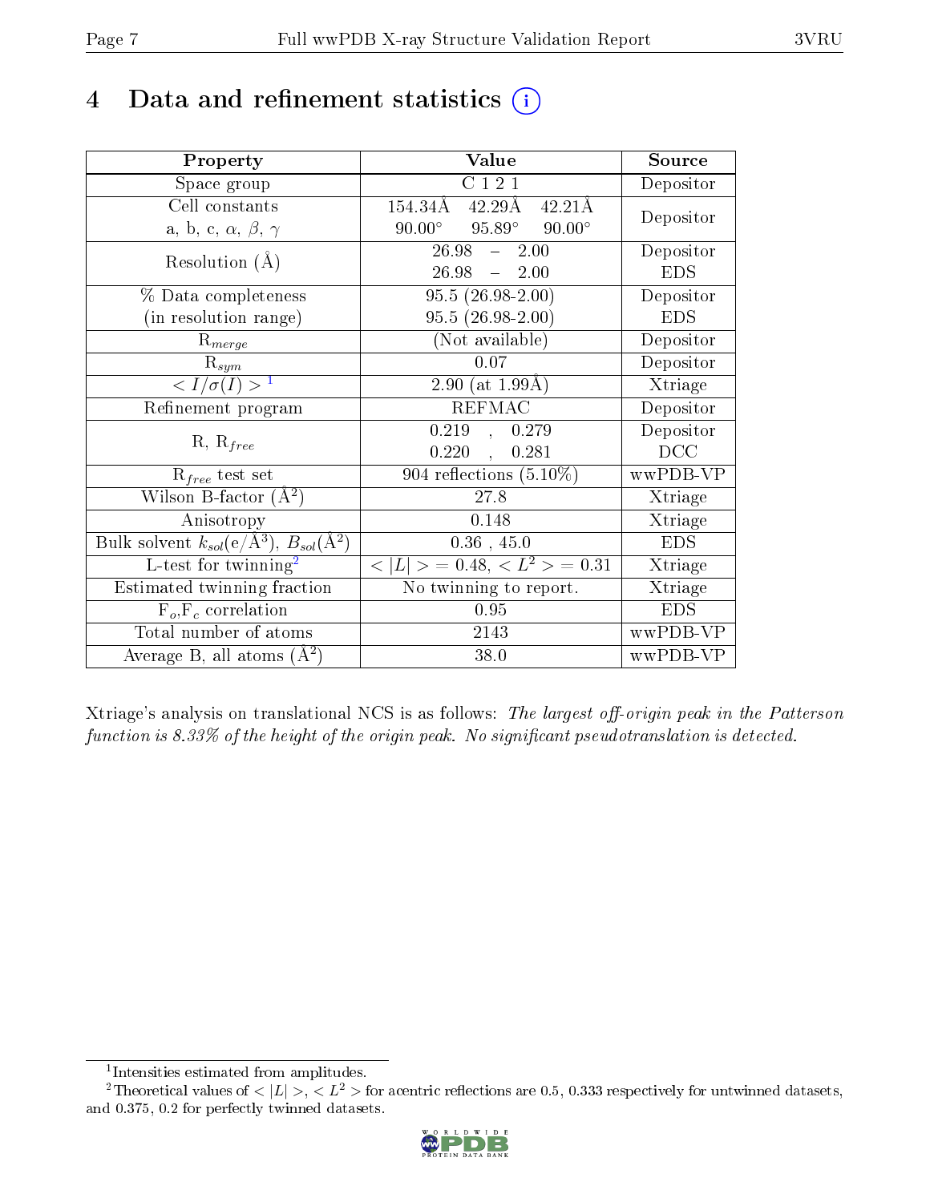# 4 Data and refinement statistics (i)

| Property | Value | Source |
|---|---|---|
| Space group | C 1 2 1 | Depositor |
| Cell constants<br>a, b, c, $\alpha$, $\beta$, $\gamma$ | 154.34Å 42.29Å 42.21Å<br>90.00° 95.89° 90.00° | Depositor |
| Resolution (Å) | 26.98 – 2.00<br>26.98 – 2.00 | Depositor<br>EDS |
| % Data completeness<br>(in resolution range) | 95.5 (26.98-2.00)<br>95.5 (26.98-2.00) | Depositor<br>EDS |
| $R_{merge}$ | (Not available) | Depositor |
| $R_{sym}$ | 0.07 | Depositor |
| $< I/\sigma(I) >$ [1] | 2.90 (at 1.99Å) | Xtriage |
| Refinement program | REFMAC | Depositor |
| R, $R_{free}$ | 0.219 , 0.279<br>0.220 , 0.281 | Depositor<br>DCC |
| $R_{free}$ test set | 904 reflections (5.10%) | wwPDB-VP |
| Wilson B-factor (Å$^2$) | 27.8 | Xtriage |
| Anisotropy | 0.148 | Xtriage |
| Bulk solvent $k_{sol}$(e/Å$^3$), $B_{sol}$(Å$^2$) | 0.36 , 45.0 | EDS |
| L-test for twinning[2] | $< \lvert L \rvert >$ = 0.48, $< L^2 >$ = 0.31 | Xtriage |
| Estimated twinning fraction | No twinning to report. | Xtriage |
| $F_o$,$F_c$ correlation | 0.95 | EDS |
| Total number of atoms | 2143 | wwPDB-VP |
| Average B, all atoms (Å$^2$) | 38.0 | wwPDB-VP |

Xtriage's analysis on translational NCS is as follows: *The largest off-origin peak in the Patterson function is 8.33% of the height of the origin peak. No significant pseudotranslation is detected.*

[1] Intensities estimated from amplitudes.

[2] Theoretical values of $< \lvert L \rvert >$, $< L^2 >$ for acentric reflections are 0.5, 0.333 respectively for untwinned datasets, and 0.375, 0.2 for perfectly twinned datasets.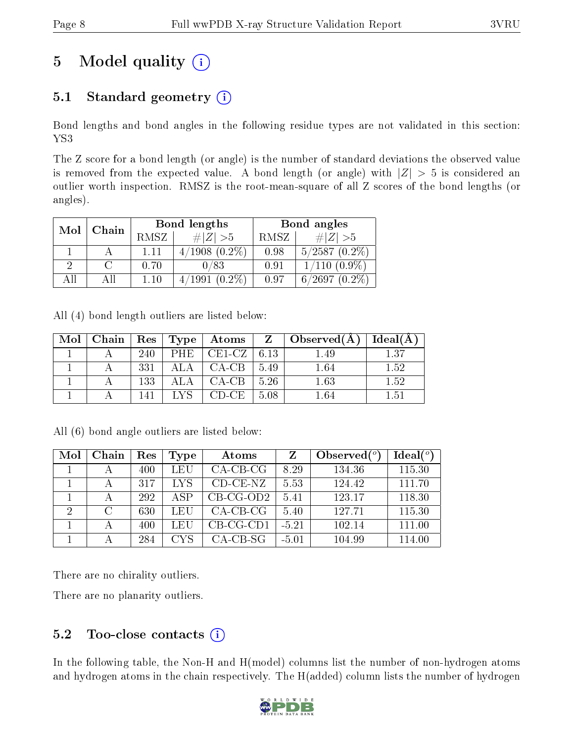# 5 Model quality

## 5.1 Standard geometry

Bond lengths and bond angles in the following residue types are not validated in this section: YS3

The Z score for a bond length (or angle) is the number of standard deviations the observed value is removed from the expected value. A bond length (or angle) with $|Z| > 5$ is considered an outlier worth inspection. RMSZ is the root-mean-square of all Z scores of the bond lengths (or angles).

| Mol | Chain | Bond lengths | | Bond angles | |
|---|---|---|---|---|---|
| | | RMSZ | $\#\|Z\| > 5$ | RMSZ | $\#\|Z\| > 5$ |
| 1 | A | 1.11 | 4/1908 (0.2%) | 0.98 | 5/2587 (0.2%) |
| 2 | C | 0.70 | 0/83 | 0.91 | 1/110 (0.9%) |
| All | All | 1.10 | 4/1991 (0.2%) | 0.97 | 6/2697 (0.2%) |

All (4) bond length outliers are listed below:

| Mol | Chain | Res | Type | Atoms | Z | Observed(Å) | Ideal(Å) |
|---|---|---|---|---|---|---|---|
| 1 | A | 240 | PHE | CE1-CZ | 6.13 | 1.49 | 1.37 |
| 1 | A | 331 | ALA | CA-CB | 5.49 | 1.64 | 1.52 |
| 1 | A | 133 | ALA | CA-CB | 5.26 | 1.63 | 1.52 |
| 1 | A | 141 | LYS | CD-CE | 5.08 | 1.64 | 1.51 |

All (6) bond angle outliers are listed below:

| Mol | Chain | Res | Type | Atoms | Z | Observed(°) | Ideal(°) |
|---|---|---|---|---|---|---|---|
| 1 | A | 400 | LEU | CA-CB-CG | 8.29 | 134.36 | 115.30 |
| 1 | A | 317 | LYS | CD-CE-NZ | 5.53 | 124.42 | 111.70 |
| 1 | A | 292 | ASP | CB-CG-OD2 | 5.41 | 123.17 | 118.30 |
| 2 | C | 630 | LEU | CA-CB-CG | 5.40 | 127.71 | 115.30 |
| 1 | A | 400 | LEU | CB-CG-CD1 | -5.21 | 102.14 | 111.00 |
| 1 | A | 284 | CYS | CA-CB-SG | -5.01 | 104.99 | 114.00 |

There are no chirality outliers.

There are no planarity outliers.

## 5.2 Too-close contacts

In the following table, the Non-H and H(model) columns list the number of non-hydrogen atoms and hydrogen atoms in the chain respectively. The H(added) column lists the number of hydrogen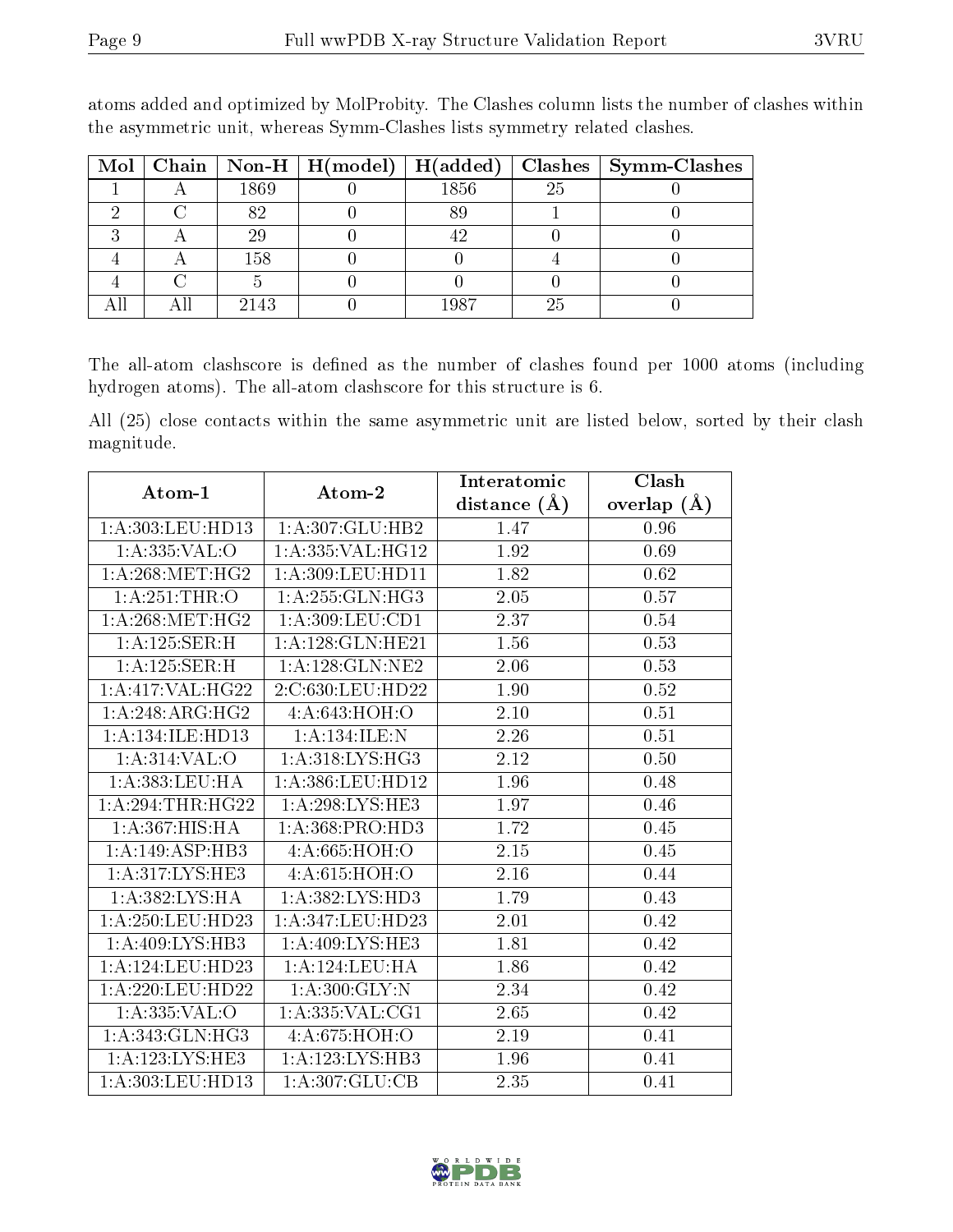atoms added and optimized by MolProbity. The Clashes column lists the number of clashes within the asymmetric unit, whereas Symm-Clashes lists symmetry related clashes.

| Mol | Chain | Non-H | H(model) | H(added) | Clashes | Symm-Clashes |
|---|---|---|---|---|---|---|
| 1 | A | 1869 | 0 | 1856 | 25 | 0 |
| 2 | C | 82 | 0 | 89 | 1 | 0 |
| 3 | A | 29 | 0 | 42 | 0 | 0 |
| 4 | A | 158 | 0 | 0 | 4 | 0 |
| 4 | C | 5 | 0 | 0 | 0 | 0 |
| All | All | 2143 | 0 | 1987 | 25 | 0 |

The all-atom clashscore is defined as the number of clashes found per 1000 atoms (including hydrogen atoms). The all-atom clashscore for this structure is 6.

All (25) close contacts within the same asymmetric unit are listed below, sorted by their clash magnitude.

| Atom-1 | Atom-2 | Interatomic distance (Å) | Clash overlap (Å) |
|---|---|---|---|
| 1:A:303:LEU:HD13 | 1:A:307:GLU:HB2 | 1.47 | 0.96 |
| 1:A:335:VAL:O | 1:A:335:VAL:HG12 | 1.92 | 0.69 |
| 1:A:268:MET:HG2 | 1:A:309:LEU:HD11 | 1.82 | 0.62 |
| 1:A:251:THR:O | 1:A:255:GLN:HG3 | 2.05 | 0.57 |
| 1:A:268:MET:HG2 | 1:A:309:LEU:CD1 | 2.37 | 0.54 |
| 1:A:125:SER:H | 1:A:128:GLN:HE21 | 1.56 | 0.53 |
| 1:A:125:SER:H | 1:A:128:GLN:NE2 | 2.06 | 0.53 |
| 1:A:417:VAL:HG22 | 2:C:630:LEU:HD22 | 1.90 | 0.52 |
| 1:A:248:ARG:HG2 | 4:A:643:HOH:O | 2.10 | 0.51 |
| 1:A:134:ILE:HD13 | 1:A:134:ILE:N | 2.26 | 0.51 |
| 1:A:314:VAL:O | 1:A:318:LYS:HG3 | 2.12 | 0.50 |
| 1:A:383:LEU:HA | 1:A:386:LEU:HD12 | 1.96 | 0.48 |
| 1:A:294:THR:HG22 | 1:A:298:LYS:HE3 | 1.97 | 0.46 |
| 1:A:367:HIS:HA | 1:A:368:PRO:HD3 | 1.72 | 0.45 |
| 1:A:149:ASP:HB3 | 4:A:665:HOH:O | 2.15 | 0.45 |
| 1:A:317:LYS:HE3 | 4:A:615:HOH:O | 2.16 | 0.44 |
| 1:A:382:LYS:HA | 1:A:382:LYS:HD3 | 1.79 | 0.43 |
| 1:A:250:LEU:HD23 | 1:A:347:LEU:HD23 | 2.01 | 0.42 |
| 1:A:409:LYS:HB3 | 1:A:409:LYS:HE3 | 1.81 | 0.42 |
| 1:A:124:LEU:HD23 | 1:A:124:LEU:HA | 1.86 | 0.42 |
| 1:A:220:LEU:HD22 | 1:A:300:GLY:N | 2.34 | 0.42 |
| 1:A:335:VAL:O | 1:A:335:VAL:CG1 | 2.65 | 0.42 |
| 1:A:343:GLN:HG3 | 4:A:675:HOH:O | 2.19 | 0.41 |
| 1:A:123:LYS:HE3 | 1:A:123:LYS:HB3 | 1.96 | 0.41 |
| 1:A:303:LEU:HD13 | 1:A:307:GLU:CB | 2.35 | 0.41 |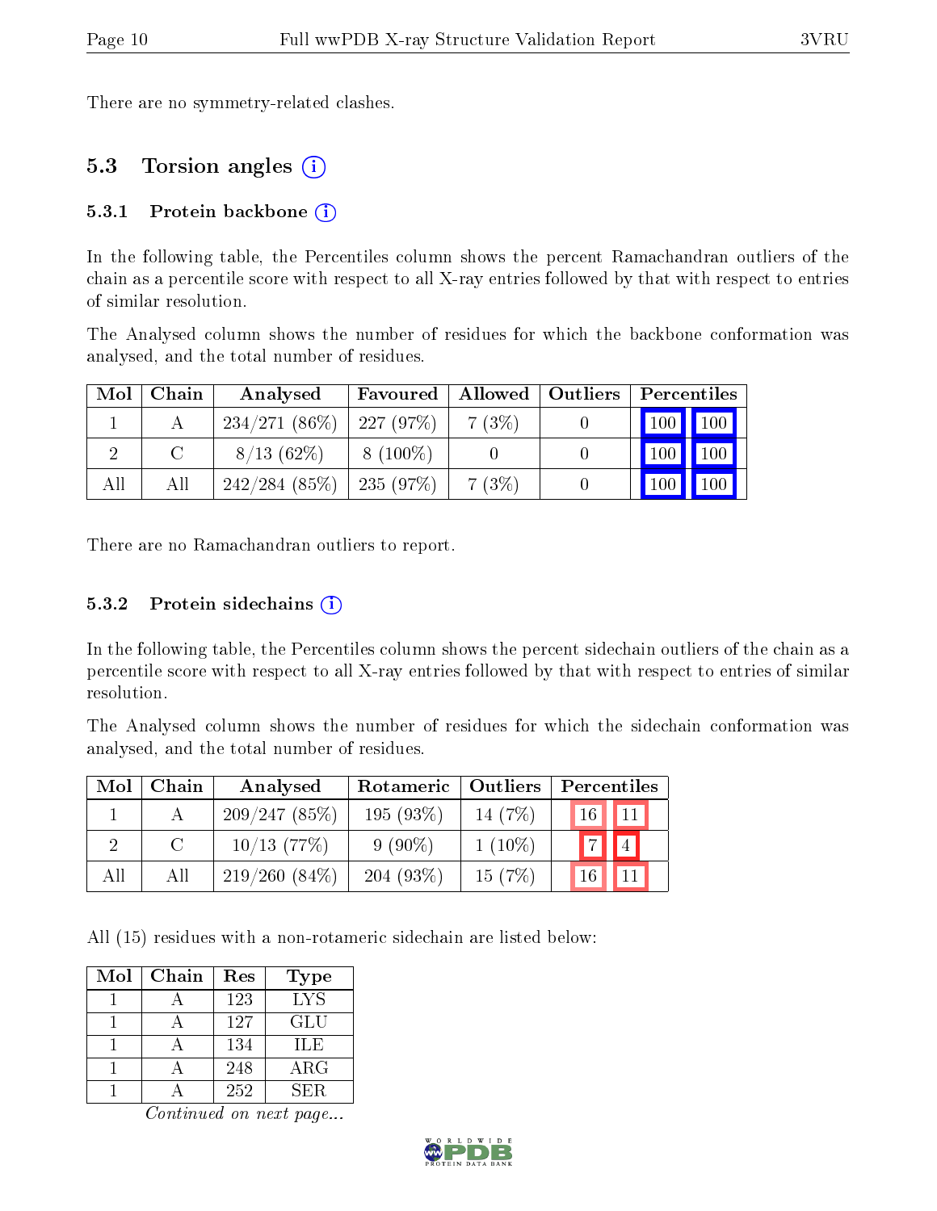There are no symmetry-related clashes.

## 5.3 Torsion angles

### 5.3.1 Protein backbone

In the following table, the Percentiles column shows the percent Ramachandran outliers of the chain as a percentile score with respect to all X-ray entries followed by that with respect to entries of similar resolution.

The Analysed column shows the number of residues for which the backbone conformation was analysed, and the total number of residues.

| Mol | Chain | Analysed | Favoured | Allowed | Outliers | Percentiles | |
|---|---|---|---|---|---|---|---|
| 1 | A | 234/271 (86%) | 227 (97%) | 7 (3%) | 0 | 100 | 100 |
| 2 | C | 8/13 (62%) | 8 (100%) | 0 | 0 | 100 | 100 |
| All | All | 242/284 (85%) | 235 (97%) | 7 (3%) | 0 | 100 | 100 |

There are no Ramachandran outliers to report.

### 5.3.2 Protein sidechains

In the following table, the Percentiles column shows the percent sidechain outliers of the chain as a percentile score with respect to all X-ray entries followed by that with respect to entries of similar resolution.

The Analysed column shows the number of residues for which the sidechain conformation was analysed, and the total number of residues.

| Mol | Chain | Analysed | Rotameric | Outliers | Percentiles | |
|---|---|---|---|---|---|---|
| 1 | A | 209/247 (85%) | 195 (93%) | 14 (7%) | 16 | 11 |
| 2 | C | 10/13 (77%) | 9 (90%) | 1 (10%) | 7 | 4 |
| All | All | 219/260 (84%) | 204 (93%) | 15 (7%) | 16 | 11 |

All (15) residues with a non-rotameric sidechain are listed below:

| Mol | Chain | Res | Type |
|---|---|---|---|
| 1 | A | 123 | LYS |
| 1 | A | 127 | GLU |
| 1 | A | 134 | ILE |
| 1 | A | 248 | ARG |
| 1 | A | 252 | SER |

*Continued on next page...*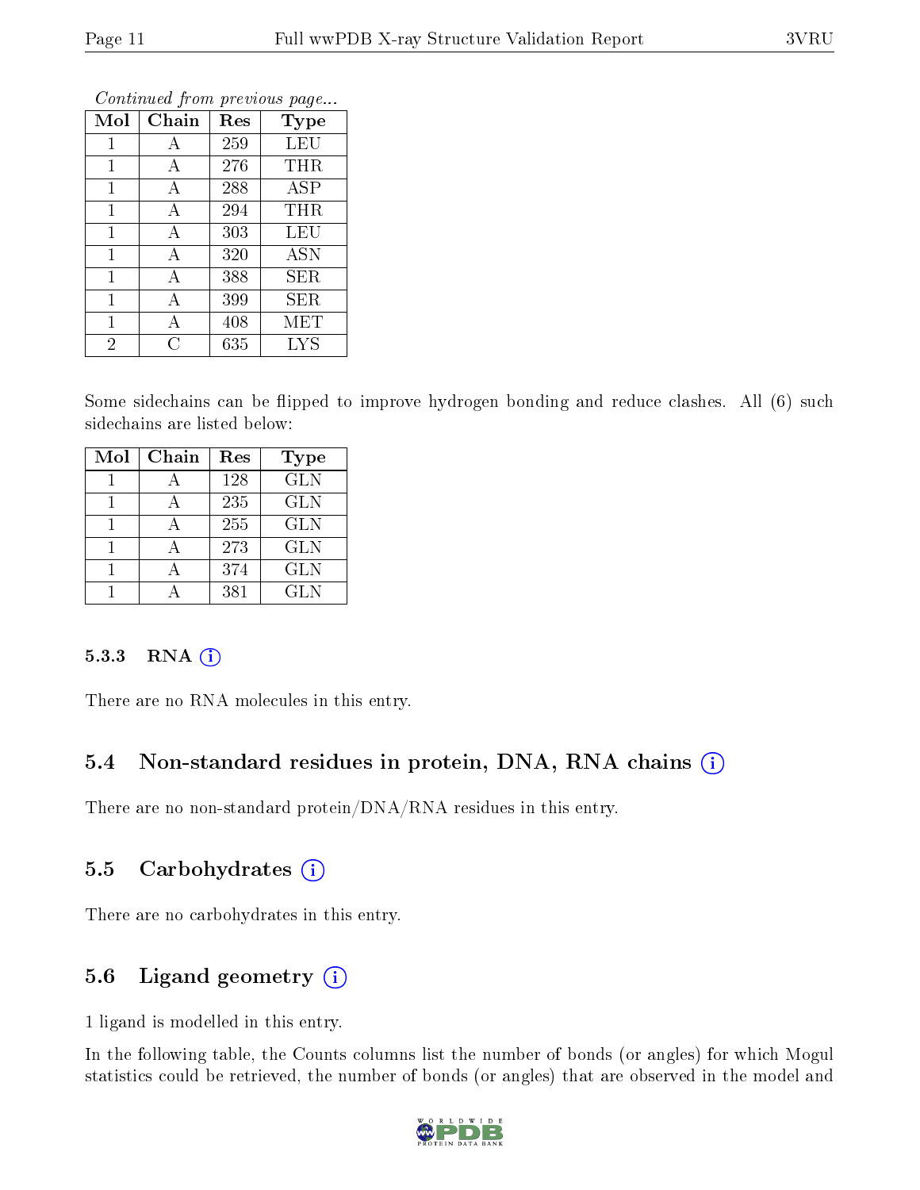*Continued from previous page...*

| Mol | Chain | Res | Type |
|---|---|---|---|
| 1 | A | 259 | LEU |
| 1 | A | 276 | THR |
| 1 | A | 288 | ASP |
| 1 | A | 294 | THR |
| 1 | A | 303 | LEU |
| 1 | A | 320 | ASN |
| 1 | A | 388 | SER |
| 1 | A | 399 | SER |
| 1 | A | 408 | MET |
| 2 | C | 635 | LYS |

Some sidechains can be flipped to improve hydrogen bonding and reduce clashes. All (6) such sidechains are listed below:

| Mol | Chain | Res | Type |
|---|---|---|---|
| 1 | A | 128 | GLN |
| 1 | A | 235 | GLN |
| 1 | A | 255 | GLN |
| 1 | A | 273 | GLN |
| 1 | A | 374 | GLN |
| 1 | A | 381 | GLN |

#### 5.3.3 RNA

There are no RNA molecules in this entry.

### 5.4 Non-standard residues in protein, DNA, RNA chains

There are no non-standard protein/DNA/RNA residues in this entry.

### 5.5 Carbohydrates

There are no carbohydrates in this entry.

### 5.6 Ligand geometry

1 ligand is modelled in this entry.

In the following table, the Counts columns list the number of bonds (or angles) for which Mogul statistics could be retrieved, the number of bonds (or angles) that are observed in the model and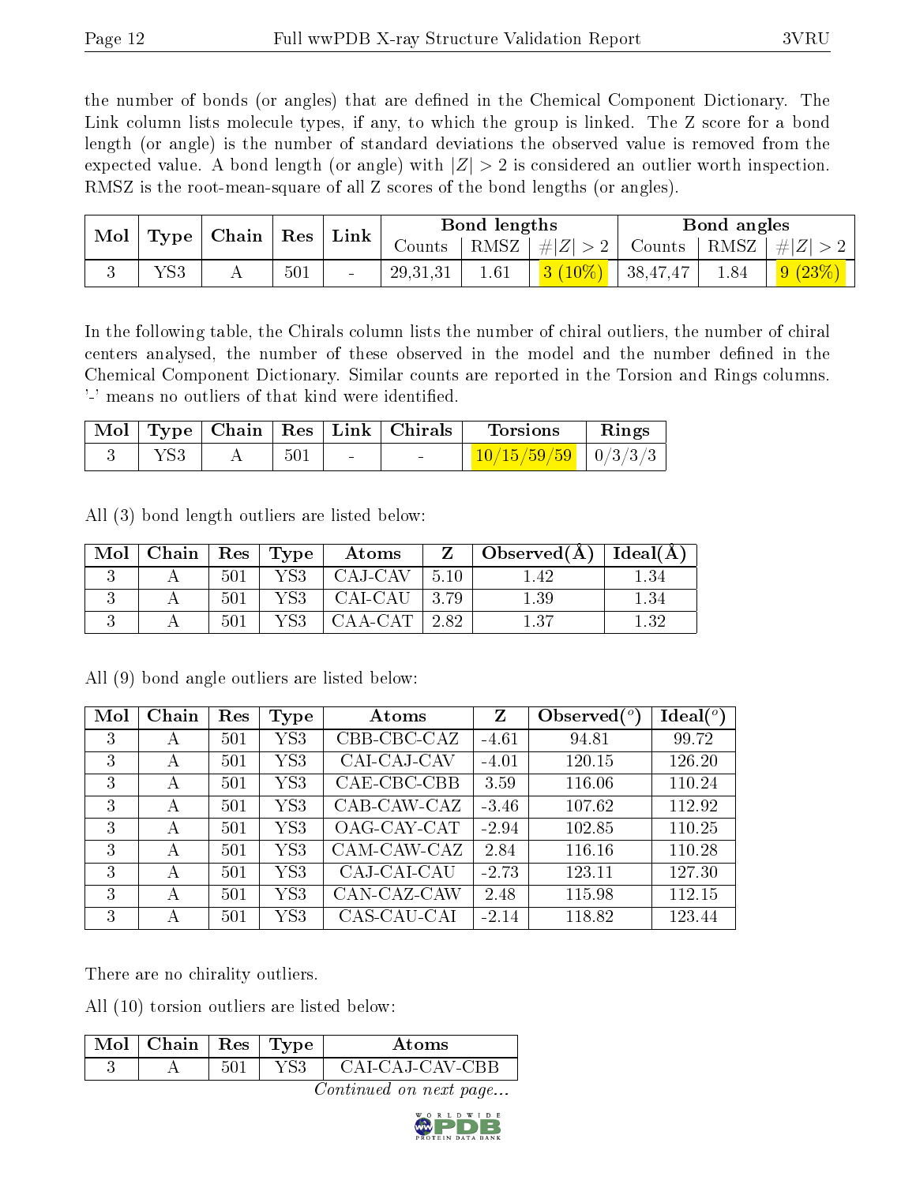the number of bonds (or angles) that are defined in the Chemical Component Dictionary. The Link column lists molecule types, if any, to which the group is linked. The Z score for a bond length (or angle) is the number of standard deviations the observed value is removed from the expected value. A bond length (or angle) with $|Z| > 2$ is considered an outlier worth inspection. RMSZ is the root-mean-square of all Z scores of the bond lengths (or angles).

| Mol | Type | Chain | Res | Link | Bond lengths | | | Bond angles | | |
|---|---|---|---|---|---|---|---|---|---|---|
| | | | | | Counts | RMSZ | $\#\|Z\| > 2$ | Counts | RMSZ | $\#\|Z\| > 2$ |
| 3 | YS3 | A | 501 | - | 29,31,31 | 1.61 | 3 (10%) | 38,47,47 | 1.84 | 9 (23%) |

In the following table, the Chirals column lists the number of chiral outliers, the number of chiral centers analysed, the number of these observed in the model and the number defined in the Chemical Component Dictionary. Similar counts are reported in the Torsion and Rings columns. '-' means no outliers of that kind were identified.

| Mol | Type | Chain | Res | Link | Chirals | Torsions | Rings |
|---|---|---|---|---|---|---|---|
| 3 | YS3 | A | 501 | - | - | 10/15/59/59 | 0/3/3/3 |

All (3) bond length outliers are listed below:

| Mol | Chain | Res | Type | Atoms | Z | Observed(Å) | Ideal(Å) |
|---|---|---|---|---|---|---|---|
| 3 | A | 501 | YS3 | CAJ-CAV | 5.10 | 1.42 | 1.34 |
| 3 | A | 501 | YS3 | CAI-CAU | 3.79 | 1.39 | 1.34 |
| 3 | A | 501 | YS3 | CAA-CAT | 2.82 | 1.37 | 1.32 |

All (9) bond angle outliers are listed below:

| Mol | Chain | Res | Type | Atoms | Z | Observed($^o$) | Ideal($^o$) |
|---|---|---|---|---|---|---|---|
| 3 | A | 501 | YS3 | CBB-CBC-CAZ | -4.61 | 94.81 | 99.72 |
| 3 | A | 501 | YS3 | CAI-CAJ-CAV | -4.01 | 120.15 | 126.20 |
| 3 | A | 501 | YS3 | CAE-CBC-CBB | 3.59 | 116.06 | 110.24 |
| 3 | A | 501 | YS3 | CAB-CAW-CAZ | -3.46 | 107.62 | 112.92 |
| 3 | A | 501 | YS3 | OAG-CAY-CAT | -2.94 | 102.85 | 110.25 |
| 3 | A | 501 | YS3 | CAM-CAW-CAZ | 2.84 | 116.16 | 110.28 |
| 3 | A | 501 | YS3 | CAJ-CAI-CAU | -2.73 | 123.11 | 127.30 |
| 3 | A | 501 | YS3 | CAN-CAZ-CAW | 2.48 | 115.98 | 112.15 |
| 3 | A | 501 | YS3 | CAS-CAU-CAI | -2.14 | 118.82 | 123.44 |

There are no chirality outliers.

All (10) torsion outliers are listed below:

| Mol | Chain | Res | Type | Atoms |
|---|---|---|---|---|
| 3 | A | 501 | YS3 | CAI-CAJ-CAV-CBB |

*Continued on next page...*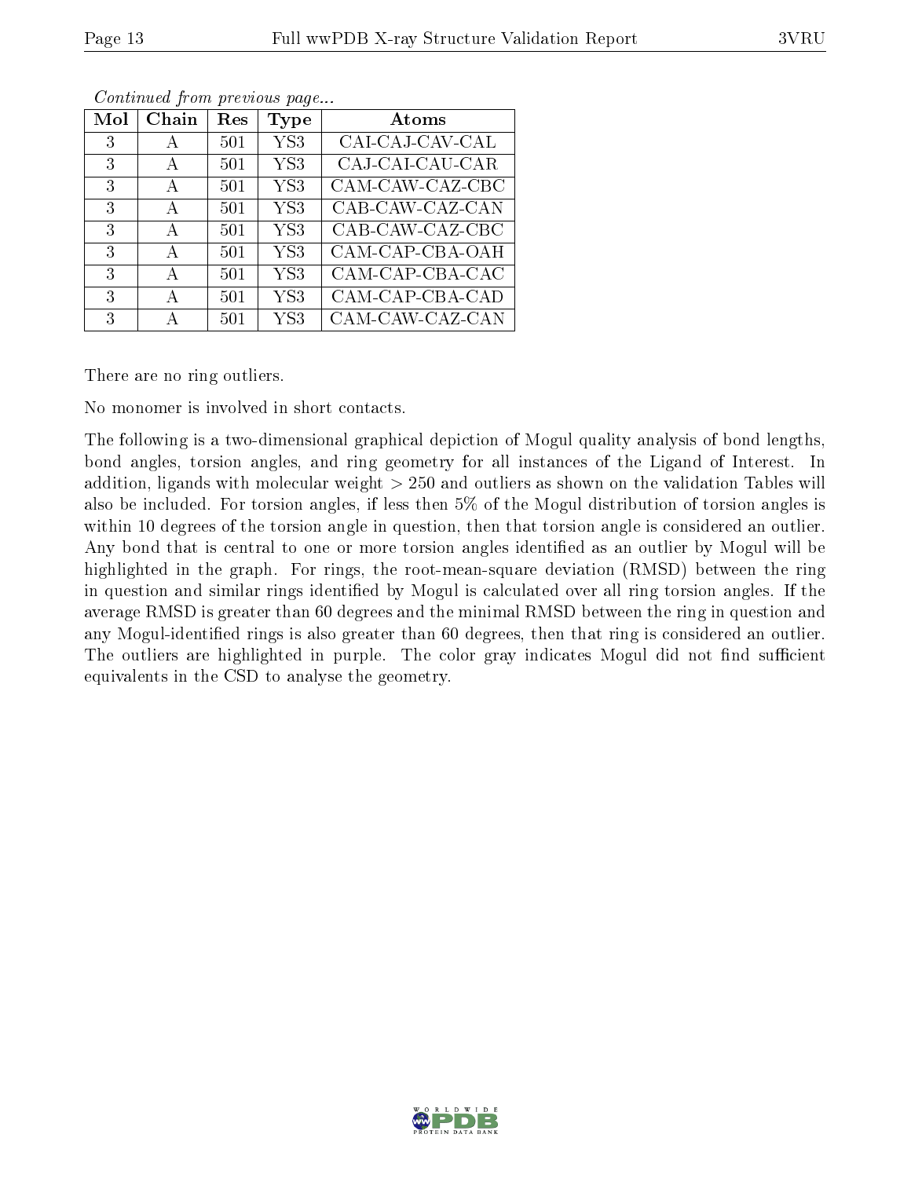*Continued from previous page...*

| Mol | Chain | Res | Type | Atoms |
|---|---|---|---|---|
| 3 | A | 501 | YS3 | CAI-CAJ-CAV-CAL |
| 3 | A | 501 | YS3 | CAJ-CAI-CAU-CAR |
| 3 | A | 501 | YS3 | CAM-CAW-CAZ-CBC |
| 3 | A | 501 | YS3 | CAB-CAW-CAZ-CAN |
| 3 | A | 501 | YS3 | CAB-CAW-CAZ-CBC |
| 3 | A | 501 | YS3 | CAM-CAP-CBA-OAH |
| 3 | A | 501 | YS3 | CAM-CAP-CBA-CAC |
| 3 | A | 501 | YS3 | CAM-CAP-CBA-CAD |
| 3 | A | 501 | YS3 | CAM-CAW-CAZ-CAN |

There are no ring outliers.

No monomer is involved in short contacts.

The following is a two-dimensional graphical depiction of Mogul quality analysis of bond lengths, bond angles, torsion angles, and ring geometry for all instances of the Ligand of Interest. In addition, ligands with molecular weight > 250 and outliers as shown on the validation Tables will also be included. For torsion angles, if less then 5% of the Mogul distribution of torsion angles is within 10 degrees of the torsion angle in question, then that torsion angle is considered an outlier. Any bond that is central to one or more torsion angles identified as an outlier by Mogul will be highlighted in the graph. For rings, the root-mean-square deviation (RMSD) between the ring in question and similar rings identified by Mogul is calculated over all ring torsion angles. If the average RMSD is greater than 60 degrees and the minimal RMSD between the ring in question and any Mogul-identified rings is also greater than 60 degrees, then that ring is considered an outlier. The outliers are highlighted in purple. The color gray indicates Mogul did not find sufficient equivalents in the CSD to analyse the geometry.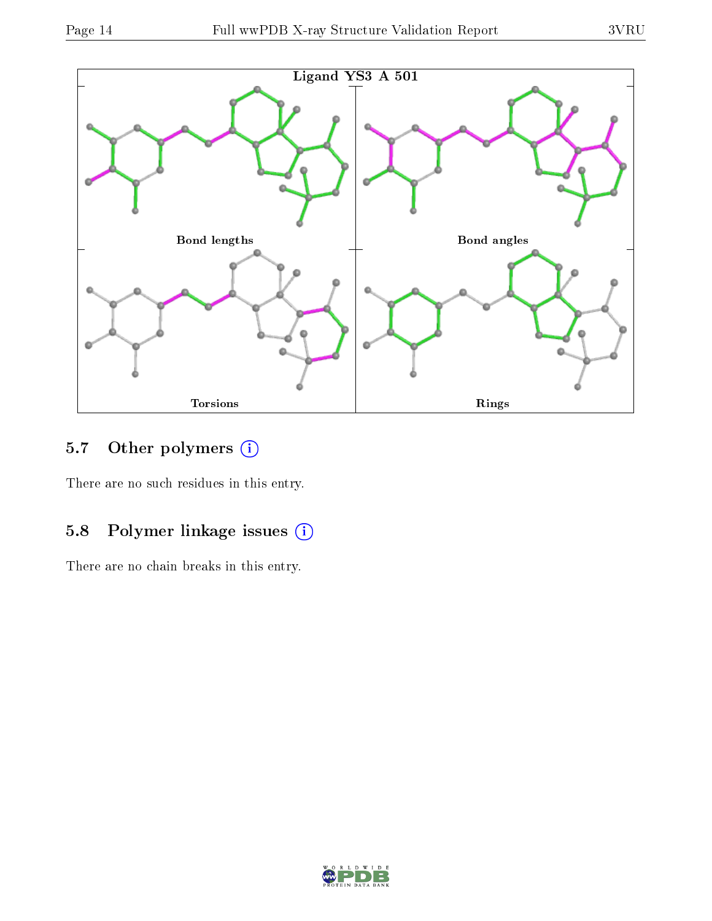Ligand YS3 A 501

Bond lengths

Bond angles

Torsions

Rings

## 5.7 Other polymers (i)

There are no such residues in this entry.

## 5.8 Polymer linkage issues (i)

There are no chain breaks in this entry.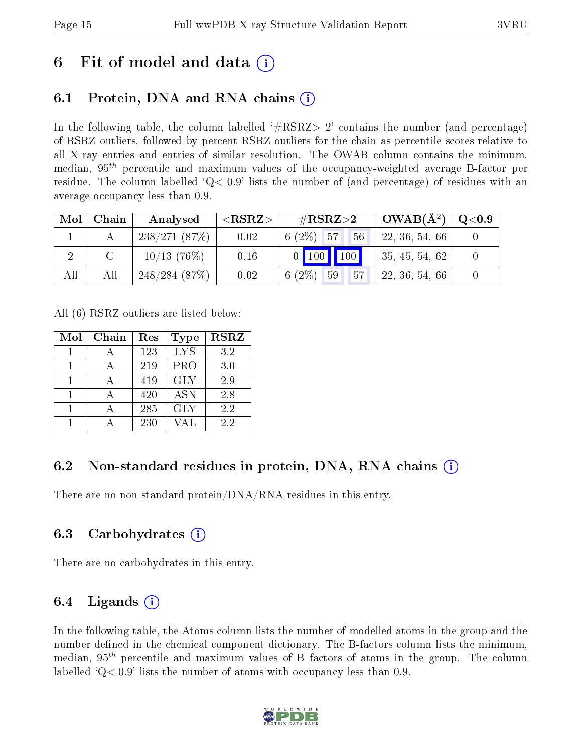# 6 Fit of model and data (i)

## 6.1 Protein, DNA and RNA chains (i)

In the following table, the column labelled '#RSRZ> 2' contains the number (and percentage) of RSRZ outliers, followed by percent RSRZ outliers for the chain as percentile scores relative to all X-ray entries and entries of similar resolution. The OWAB column contains the minimum, median, $95^{th}$ percentile and maximum values of the occupancy-weighted average B-factor per residue. The column labelled 'Q< 0.9' lists the number of (and percentage) of residues with an average occupancy less than 0.9.

| Mol | Chain | Analysed | <RSRZ> | #RSRZ>2 | OWAB(Å$^2$) | Q<0.9 |
|---|---|---|---|---|---|---|
| 1 | A | 238/271 (87%) | 0.02 | 6 (2%) 57 56 | 22, 36, 54, 66 | 0 |
| 2 | C | 10/13 (76%) | 0.16 | 0 100 100 | 35, 45, 54, 62 | 0 |
| All | All | 248/284 (87%) | 0.02 | 6 (2%) 59 57 | 22, 36, 54, 66 | 0 |

All (6) RSRZ outliers are listed below:

| Mol | Chain | Res | Type | RSRZ |
|---|---|---|---|---|
| 1 | A | 123 | LYS | 3.2 |
| 1 | A | 219 | PRO | 3.0 |
| 1 | A | 419 | GLY | 2.9 |
| 1 | A | 420 | ASN | 2.8 |
| 1 | A | 285 | GLY | 2.2 |
| 1 | A | 230 | VAL | 2.2 |

## 6.2 Non-standard residues in protein, DNA, RNA chains (i)

There are no non-standard protein/DNA/RNA residues in this entry.

## 6.3 Carbohydrates (i)

There are no carbohydrates in this entry.

## 6.4 Ligands (i)

In the following table, the Atoms column lists the number of modelled atoms in the group and the number defined in the chemical component dictionary. The B-factors column lists the minimum, median, $95^{th}$ percentile and maximum values of B factors of atoms in the group. The column labelled 'Q< 0.9' lists the number of atoms with occupancy less than 0.9.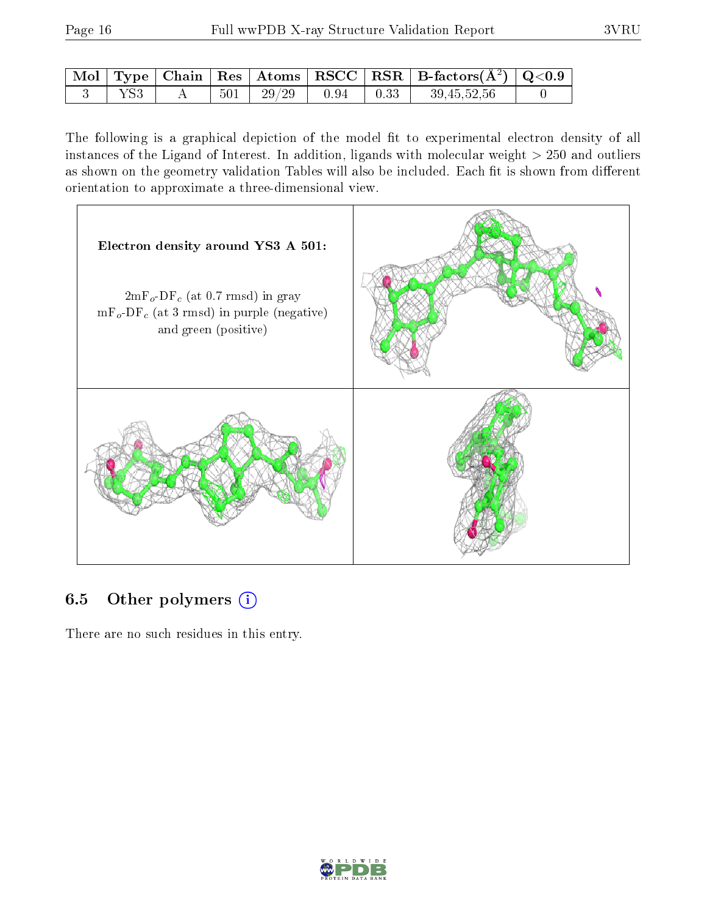| Mol | Type | Chain | Res | Atoms | RSCC | RSR | B-factors($Å^2$) | Q<0.9 |
|---|---|---|---|---|---|---|---|---|
| 3 | YS3 | A | 501 | 29/29 | 0.94 | 0.33 | 39,45,52,56 | 0 |

The following is a graphical depiction of the model fit to experimental electron density of all instances of the Ligand of Interest. In addition, ligands with molecular weight > 250 and outliers as shown on the geometry validation Tables will also be included. Each fit is shown from different orientation to approximate a three-dimensional view.

**Electron density around YS3 A 501:**

$2mF_o$-$DF_c$ (at 0.7 rmsd) in gray
$mF_o$-$DF_c$ (at 3 rmsd) in purple (negative) and green (positive)

## 6.5 Other polymers

There are no such residues in this entry.